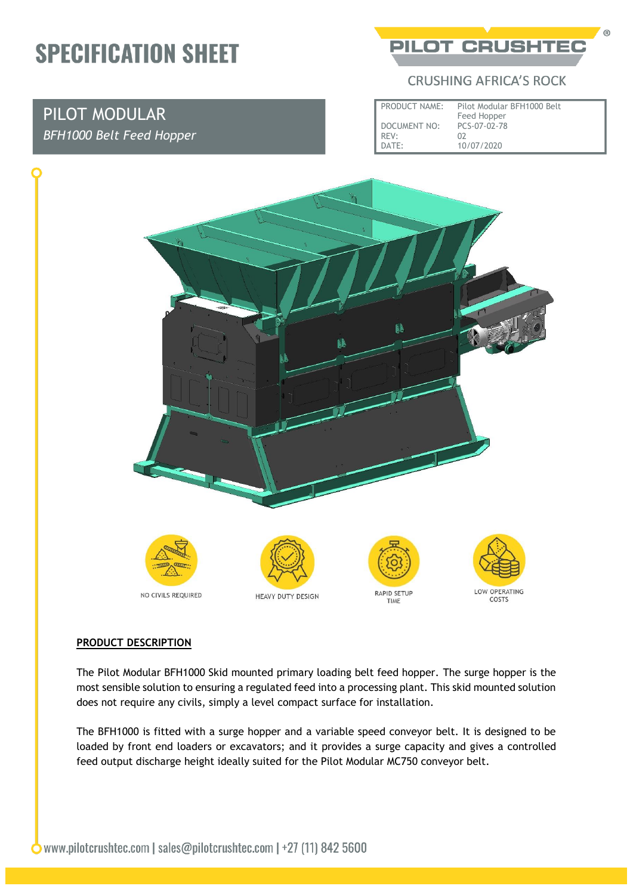# SPECIFICATION SHEET

PILOT CRUSHTEC

CRUSHING AFRICA'S ROCK

## PILOT MODULAR

*BFH1000 Belt Feed Hopper*

| PRODUCT NAME: | Pilot Modular BFH1000 Belt Feed Hopper |
| --- | --- |
| DOCUMENT NO: | PCS-07-02-78 |
| REV: | 02 |
| DATE: | 10/07/2020 |

NO CIVILS REQUIRED

HEAVY DUTY DESIGN

RAPID SETUP TIME

LOW OPERATING COSTS

**PRODUCT DESCRIPTION**

The Pilot Modular BFH1000 Skid mounted primary loading belt feed hopper. The surge hopper is the most sensible solution to ensuring a regulated feed into a processing plant. This skid mounted solution does not require any civils, simply a level compact surface for installation.

The BFH1000 is fitted with a surge hopper and a variable speed conveyor belt. It is designed to be loaded by front end loaders or excavators; and it provides a surge capacity and gives a controlled feed output discharge height ideally suited for the Pilot Modular MC750 conveyor belt.

www.pilotcrushtec.com | sales@pilotcrushtec.com | +27 (11) 842 5600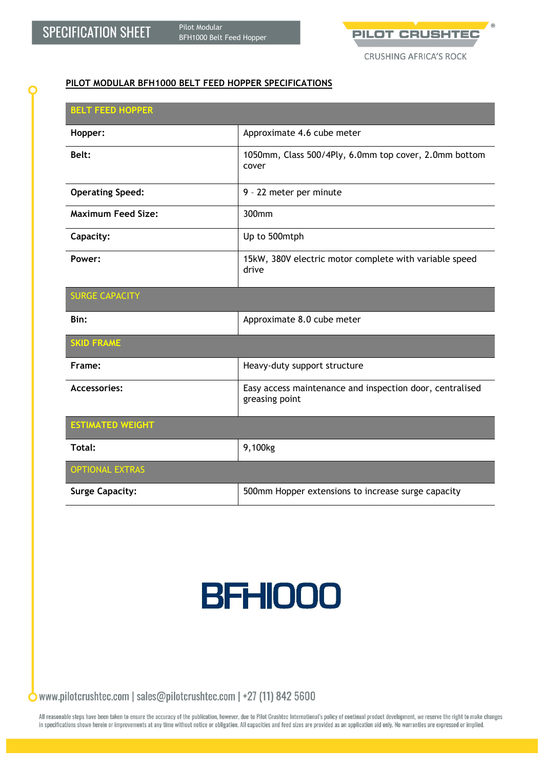## PILOT MODULAR BFH1000 BELT FEED HOPPER SPECIFICATIONS

| BELT FEED HOPPER | |
|---|---|
| **Hopper:** | Approximate 4.6 cube meter |
| **Belt:** | 1050mm, Class 500/4Ply, 6.0mm top cover, 2.0mm bottom cover |
| **Operating Speed:** | 9 – 22 meter per minute |
| **Maximum Feed Size:** | 300mm |
| **Capacity:** | Up to 500mtph |
| **Power:** | 15kW, 380V electric motor complete with variable speed drive |
| **SURGE CAPACITY** | |
| **Bin:** | Approximate 8.0 cube meter |
| **SKID FRAME** | |
| **Frame:** | Heavy-duty support structure |
| **Accessories:** | Easy access maintenance and inspection door, centralised greasing point |
| **ESTIMATED WEIGHT** | |
| **Total:** | 9,100kg |
| **OPTIONAL EXTRAS** | |
| **Surge Capacity:** | 500mm Hopper extensions to increase surge capacity |

# BFH1000

www.pilotcrushtec.com | sales@pilotcrushtec.com | +27 (11) 842 5600

All reasonable steps have been taken to ensure the accuracy of the publication, however, due to Pilot Crushtec International's policy of continual product development, we reserve the right to make changes in specifications shown herein or improvements at any time without notice or obligation. All capacities and feed sizes are provided as an application aid only. No warranties are expressed or implied.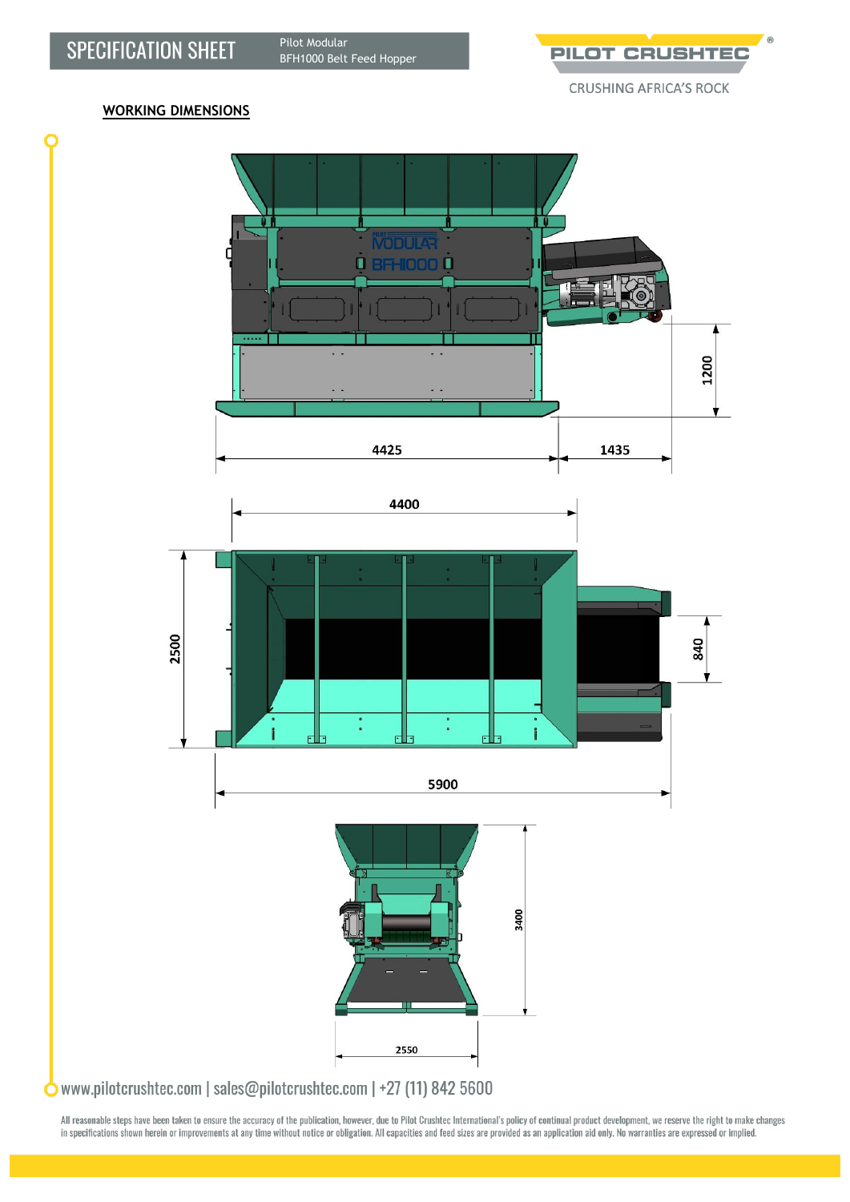SPECIFICATION SHEET

Pilot Modular
BFH1000 Belt Feed Hopper

PILOT CRUSHTEC

CRUSHING AFRICA'S ROCK

## WORKING DIMENSIONS

MODULAR
BFH1000

1200

4425

1435

4400

2500

840

5900

3400

2550

www.pilotcrushtec.com | sales@pilotcrushtec.com | +27 (11) 842 5600

All reasonable steps have been taken to ensure the accuracy of the publication, however, due to Pilot Crushtec International's policy of continual product development, we reserve the right to make changes in specifications shown herein or improvements at any time without notice or obligation. All capacities and feed sizes are provided as an application aid only. No warranties are expressed or implied.